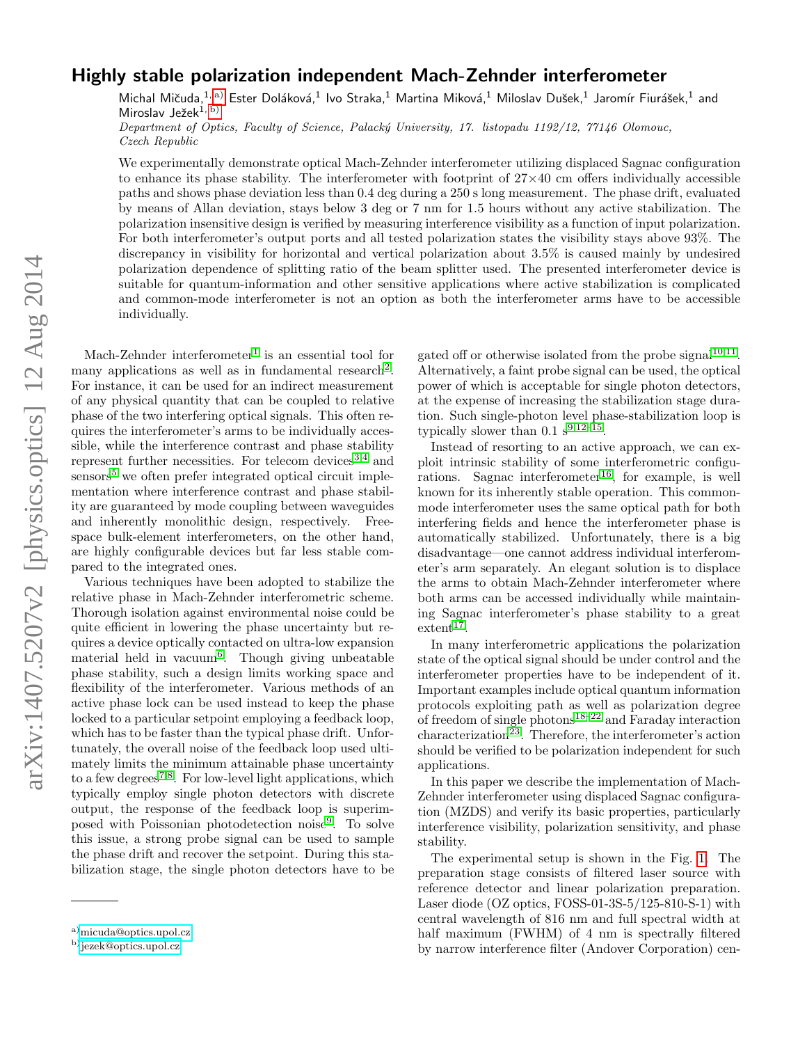# Highly stable polarization independent Mach-Zehnder interferometer

Michal Mičuda,[1,a)] Ester Doláková,[1] Ivo Straka,[1] Martina Miková,[1] Miloslav Dušek,[1] Jaromír Fiurášek,[1] and Miroslav Ježek[1,b)]

*Department of Optics, Faculty of Science, Palacký University, 17. listopadu 1192/12, 77146 Olomouc, Czech Republic*

We experimentally demonstrate optical Mach-Zehnder interferometer utilizing displaced Sagnac configuration to enhance its phase stability. The interferometer with footprint of 27×40 cm offers individually accessible paths and shows phase deviation less than 0.4 deg during a 250 s long measurement. The phase drift, evaluated by means of Allan deviation, stays below 3 deg or 7 nm for 1.5 hours without any active stabilization. The polarization insensitive design is verified by measuring interference visibility as a function of input polarization. For both interferometer's output ports and all tested polarization states the visibility stays above 93%. The discrepancy in visibility for horizontal and vertical polarization about 3.5% is caused mainly by undesired polarization dependence of splitting ratio of the beam splitter used. The presented interferometer device is suitable for quantum-information and other sensitive applications where active stabilization is complicated and common-mode interferometer is not an option as both the interferometer arms have to be accessible individually.

Mach-Zehnder interferometer[1] is an essential tool for many applications as well as in fundamental research[2]. For instance, it can be used for an indirect measurement of any physical quantity that can be coupled to relative phase of the two interfering optical signals. This often requires the interferometer's arms to be individually accessible, while the interference contrast and phase stability represent further necessities. For telecom devices[3,4] and sensors[5] we often prefer integrated optical circuit implementation where interference contrast and phase stability are guaranteed by mode coupling between waveguides and inherently monolithic design, respectively. Free-space bulk-element interferometers, on the other hand, are highly configurable devices but far less stable compared to the integrated ones.

Various techniques have been adopted to stabilize the relative phase in Mach-Zehnder interferometric scheme. Thorough isolation against environmental noise could be quite efficient in lowering the phase uncertainty but requires a device optically contacted on ultra-low expansion material held in vacuum[6]. Though giving unbeatable phase stability, such a design limits working space and flexibility of the interferometer. Various methods of an active phase lock can be used instead to keep the phase locked to a particular setpoint employing a feedback loop, which has to be faster than the typical phase drift. Unfortunately, the overall noise of the feedback loop used ultimately limits the minimum attainable phase uncertainty to a few degrees[7,8]. For low-level light applications, which typically employ single photon detectors with discrete output, the response of the feedback loop is superimposed with Poissonian photodetection noise[9]. To solve this issue, a strong probe signal can be used to sample the phase drift and recover the setpoint. During this stabilization stage, the single photon detectors have to be gated off or otherwise isolated from the probe signal[10,11]. Alternatively, a faint probe signal can be used, the optical power of which is acceptable for single photon detectors, at the expense of increasing the stabilization stage duration. Such single-photon level phase-stabilization loop is typically slower than 0.1 s[9,12–15].

Instead of resorting to an active approach, we can exploit intrinsic stability of some interferometric configurations. Sagnac interferometer[16], for example, is well known for its inherently stable operation. This common-mode interferometer uses the same optical path for both interfering fields and hence the interferometer phase is automatically stabilized. Unfortunately, there is a big disadvantage—one cannot address individual interferometer's arm separately. An elegant solution is to displace the arms to obtain Mach-Zehnder interferometer where both arms can be accessed individually while maintaining Sagnac interferometer's phase stability to a great extent[17].

In many interferometric applications the polarization state of the optical signal should be under control and the interferometer properties have to be independent of it. Important examples include optical quantum information protocols exploiting path as well as polarization degree of freedom of single photons[18–22] and Faraday interaction characterization[23]. Therefore, the interferometer's action should be verified to be polarization independent for such applications.

In this paper we describe the implementation of Mach-Zehnder interferometer using displaced Sagnac configuration (MZDS) and verify its basic properties, particularly interference visibility, polarization sensitivity, and phase stability.

The experimental setup is shown in the Fig. 1. The preparation stage consists of filtered laser source with reference detector and linear polarization preparation. Laser diode (OZ optics, FOSS-01-3S-5/125-810-S-1) with central wavelength of 816 nm and full spectral width at half maximum (FWHM) of 4 nm is spectrally filtered by narrow interference filter (Andover Corporation) cen-

---

a) micuda@optics.upol.cz

b) jezek@optics.upol.cz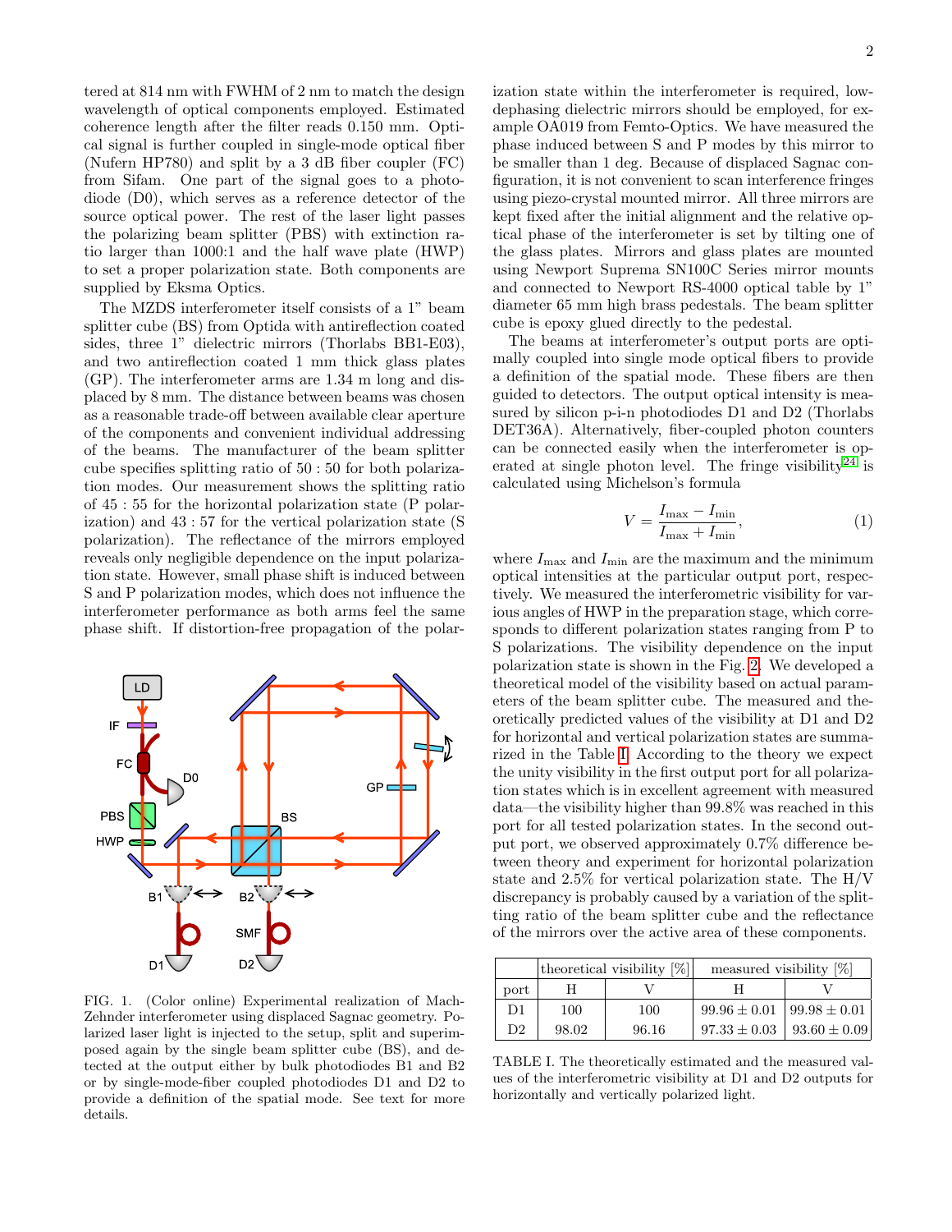tered at 814 nm with FWHM of 2 nm to match the design wavelength of optical components employed. Estimated coherence length after the filter reads 0.150 mm. Optical signal is further coupled in single-mode optical fiber (Nufern HP780) and split by a 3 dB fiber coupler (FC) from Sifam. One part of the signal goes to a photodiode (D0), which serves as a reference detector of the source optical power. The rest of the laser light passes the polarizing beam splitter (PBS) with extinction ratio larger than 1000:1 and the half wave plate (HWP) to set a proper polarization state. Both components are supplied by Eksma Optics.

The MZDS interferometer itself consists of a 1" beam splitter cube (BS) from Optida with antireflection coated sides, three 1" dielectric mirrors (Thorlabs BB1-E03), and two antireflection coated 1 mm thick glass plates (GP). The interferometer arms are 1.34 m long and displaced by 8 mm. The distance between beams was chosen as a reasonable trade-off between available clear aperture of the components and convenient individual addressing of the beams. The manufacturer of the beam splitter cube specifies splitting ratio of 50 : 50 for both polarization modes. Our measurement shows the splitting ratio of 45 : 55 for the horizontal polarization state (P polarization) and 43 : 57 for the vertical polarization state (S polarization). The reflectance of the mirrors employed reveals only negligible dependence on the input polarization state. However, small phase shift is induced between S and P polarization modes, which does not influence the interferometer performance as both arms feel the same phase shift. If distortion-free propagation of the polarization state within the interferometer is required, low-dephasing dielectric mirrors should be employed, for example OA019 from Femto-Optics. We have measured the phase induced between S and P modes by this mirror to be smaller than 1 deg. Because of displaced Sagnac configuration, it is not convenient to scan interference fringes using piezo-crystal mounted mirror. All three mirrors are kept fixed after the initial alignment and the relative optical phase of the interferometer is set by tilting one of the glass plates. Mirrors and glass plates are mounted using Newport Suprema SN100C Series mirror mounts and connected to Newport RS-4000 optical table by 1" diameter 65 mm high brass pedestals. The beam splitter cube is epoxy glued directly to the pedestal.

FIG. 1. (Color online) Experimental realization of Mach-Zehnder interferometer using displaced Sagnac geometry. Polarized laser light is injected to the setup, split and superimposed again by the single beam splitter cube (BS), and detected at the output either by bulk photodiodes B1 and B2 or by single-mode-fiber coupled photodiodes D1 and D2 to provide a definition of the spatial mode. See text for more details.

The beams at interferometer's output ports are optimally coupled into single mode optical fibers to provide a definition of the spatial mode. These fibers are then guided to detectors. The output optical intensity is measured by silicon p-i-n photodiodes D1 and D2 (Thorlabs DET36A). Alternatively, fiber-coupled photon counters can be connected easily when the interferometer is operated at single photon level. The fringe visibility[24] is calculated using Michelson's formula

$$V = \frac{I_{\max} - I_{\min}}{I_{\max} + I_{\min}}, \tag{1}$$

where $I_{\max}$ and $I_{\min}$ are the maximum and the minimum optical intensities at the particular output port, respectively. We measured the interferometric visibility for various angles of HWP in the preparation stage, which corresponds to different polarization states ranging from P to S polarizations. The visibility dependence on the input polarization state is shown in the Fig. 2. We developed a theoretical model of the visibility based on actual parameters of the beam splitter cube. The measured and theoretically predicted values of the visibility at D1 and D2 for horizontal and vertical polarization states are summarized in the Table I. According to the theory we expect the unity visibility in the first output port for all polarization states which is in excellent agreement with measured data—the visibility higher than 99.8% was reached in this port for all tested polarization states. In the second output port, we observed approximately 0.7% difference between theory and experiment for horizontal polarization state and 2.5% for vertical polarization state. The H/V discrepancy is probably caused by a variation of the splitting ratio of the beam splitter cube and the reflectance of the mirrors over the active area of these components.

| | theoretical visibility [%] | | measured visibility [%] | |
|---|---|---|---|---|
| port | H | V | H | V |
| D1 | 100 | 100 | $99.96 \pm 0.01$ | $99.98 \pm 0.01$ |
| D2 | 98.02 | 96.16 | $97.33 \pm 0.03$ | $93.60 \pm 0.09$ |

TABLE I. The theoretically estimated and the measured values of the interferometric visibility at D1 and D2 outputs for horizontally and vertically polarized light.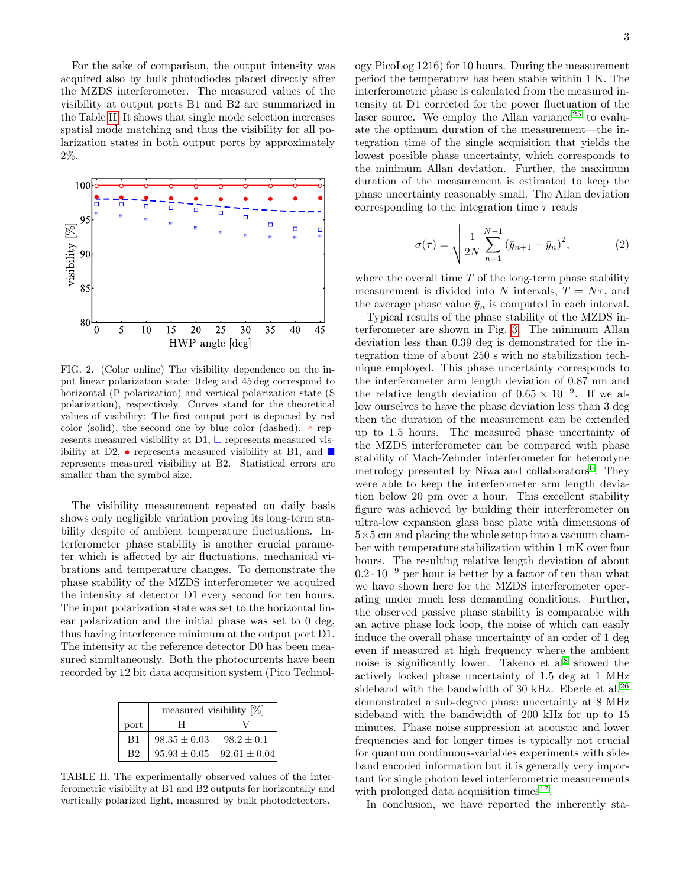For the sake of comparison, the output intensity was acquired also by bulk photodiodes placed directly after the MZDS interferometer. The measured values of the visibility at output ports B1 and B2 are summarized in the Table II. It shows that single mode selection increases spatial mode matching and thus the visibility for all polarization states in both output ports by approximately 2%.

FIG. 2. (Color online) The visibility dependence on the input linear polarization state: 0 deg and 45 deg correspond to horizontal (P polarization) and vertical polarization state (S polarization), respectively. Curves stand for the theoretical values of visibility: The first output port is depicted by red color (solid), the second one by blue color (dashed). ○ represents measured visibility at D1, □ represents measured visibility at D2, • represents measured visibility at B1, and ■ represents measured visibility at B2. Statistical errors are smaller than the symbol size.

The visibility measurement repeated on daily basis shows only negligible variation proving its long-term stability despite of ambient temperature fluctuations. Interferometer phase stability is another crucial parameter which is affected by air fluctuations, mechanical vibrations and temperature changes. To demonstrate the phase stability of the MZDS interferometer we acquired the intensity at detector D1 every second for ten hours. The input polarization state was set to the horizontal linear polarization and the initial phase was set to 0 deg, thus having interference minimum at the output port D1. The intensity at the reference detector D0 has been measured simultaneously. Both the photocurrents have been recorded by 12 bit data acquisition system (Pico Technology PicoLog 1216) for 10 hours. During the measurement period the temperature has been stable within 1 K. The interferometric phase is calculated from the measured intensity at D1 corrected for the power fluctuation of the laser source. We employ the Allan variance[25] to evaluate the optimum duration of the measurement—the integration time of the single acquisition that yields the lowest possible phase uncertainty, which corresponds to the minimum Allan deviation. Further, the maximum duration of the measurement is estimated to keep the phase uncertainty reasonably small. The Allan deviation corresponding to the integration time $\tau$ reads

| | measured visibility [%] | |
|---|---|---|
| port | H | V |
| B1 | $98.35 \pm 0.03$ | $98.2 \pm 0.1$ |
| B2 | $95.93 \pm 0.05$ | $92.61 \pm 0.04$ |

TABLE II. The experimentally observed values of the interferometric visibility at B1 and B2 outputs for horizontally and vertically polarized light, measured by bulk photodetectors.

$$\sigma(\tau) = \sqrt{\frac{1}{2N} \sum_{n=1}^{N-1} \left(\bar{y}_{n+1} - \bar{y}_n\right)^2}, \tag{2}$$

where the overall time $T$ of the long-term phase stability measurement is divided into $N$ intervals, $T = N\tau$, and the average phase value $\bar{y}_n$ is computed in each interval.

Typical results of the phase stability of the MZDS interferometer are shown in Fig. 3. The minimum Allan deviation less than 0.39 deg is demonstrated for the integration time of about 250 s with no stabilization technique employed. This phase uncertainty corresponds to the interferometer arm length deviation of 0.87 nm and the relative length deviation of $0.65 \times 10^{-9}$. If we allow ourselves to have the phase deviation less than 3 deg then the duration of the measurement can be extended up to 1.5 hours. The measured phase uncertainty of the MZDS interferometer can be compared with phase stability of Mach-Zehnder interferometer for heterodyne metrology presented by Niwa and collaborators[6]. They were able to keep the interferometer arm length deviation below 20 pm over a hour. This excellent stability figure was achieved by building their interferometer on ultra-low expansion glass base plate with dimensions of $5 \times 5$ cm and placing the whole setup into a vacuum chamber with temperature stabilization within 1 mK over four hours. The resulting relative length deviation of about $0.2 \cdot 10^{-9}$ per hour is better by a factor of ten than what we have shown here for the MZDS interferometer operating under much less demanding conditions. Further, the observed passive phase stability is comparable with an active phase lock loop, the noise of which can easily induce the overall phase uncertainty of an order of 1 deg even if measured at high frequency where the ambient noise is significantly lower. Takeno et al[8] showed the actively locked phase uncertainty of 1.5 deg at 1 MHz sideband with the bandwidth of 30 kHz. Eberle et al.[26] demonstrated a sub-degree phase uncertainty at 8 MHz sideband with the bandwidth of 200 kHz for up to 15 minutes. Phase noise suppression at acoustic and lower frequencies and for longer times is typically not crucial for quantum continuous-variables experiments with sideband encoded information but it is generally very important for single photon level interferometric measurements with prolonged data acquisition times[17].

In conclusion, we have reported the inherently sta-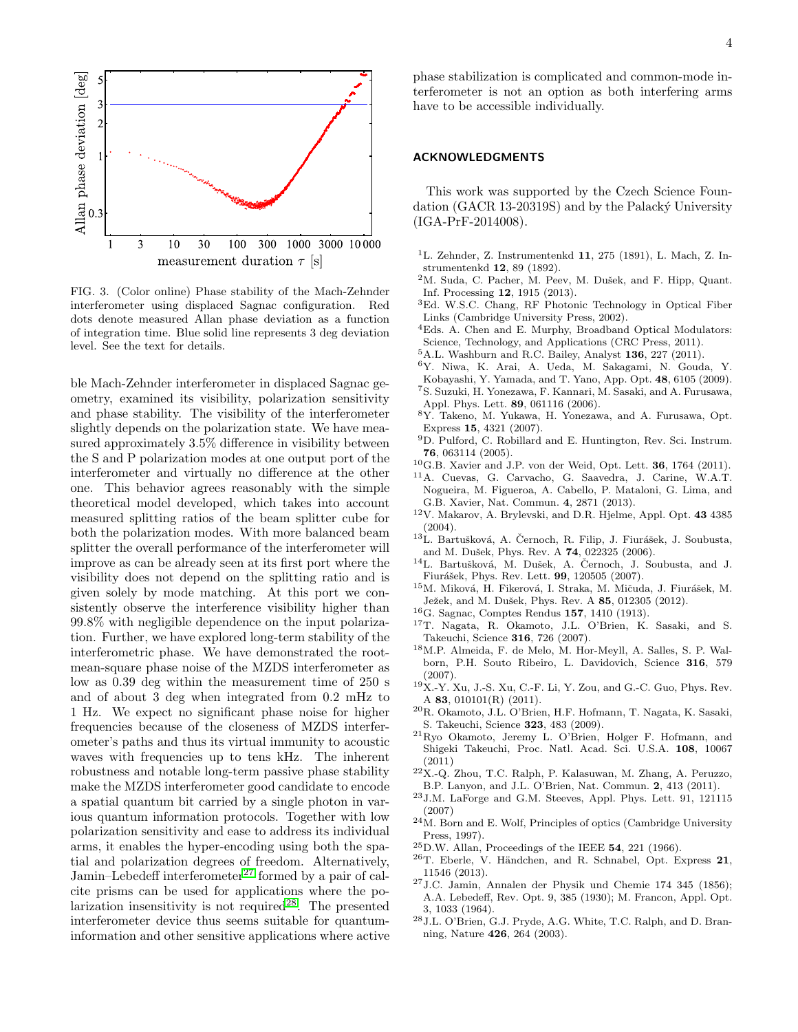Allan phase deviation [deg]

5
3
2
1
0.3

1 3 10 30 100 300 1000 3000 10 000

measurement duration $\tau$ [s]

FIG. 3. (Color online) Phase stability of the Mach-Zehnder interferometer using displaced Sagnac configuration. Red dots denote measured Allan phase deviation as a function of integration time. Blue solid line represents 3 deg deviation level. See the text for details.

ble Mach-Zehnder interferometer in displaced Sagnac geometry, examined its visibility, polarization sensitivity and phase stability. The visibility of the interferometer slightly depends on the polarization state. We have measured approximately 3.5% difference in visibility between the S and P polarization modes at one output port of the interferometer and virtually no difference at the other one. This behavior agrees reasonably with the simple theoretical model developed, which takes into account measured splitting ratios of the beam splitter cube for both the polarization modes. With more balanced beam splitter the overall performance of the interferometer will improve as can be already seen at its first port where the visibility does not depend on the splitting ratio and is given solely by mode matching. At this port we consistently observe the interference visibility higher than 99.8% with negligible dependence on the input polarization. Further, we have explored long-term stability of the interferometric phase. We have demonstrated the root-mean-square phase noise of the MZDS interferometer as low as 0.39 deg within the measurement time of 250 s and of about 3 deg when integrated from 0.2 mHz to 1 Hz. We expect no significant phase noise for higher frequencies because of the closeness of MZDS interferometer's paths and thus its virtual immunity to acoustic waves with frequencies up to tens kHz. The inherent robustness and notable long-term passive phase stability make the MZDS interferometer good candidate to encode a spatial quantum bit carried by a single photon in various quantum information protocols. Together with low polarization sensitivity and ease to address its individual arms, it enables the hyper-encoding using both the spatial and polarization degrees of freedom. Alternatively, Jamin–Lebedeff interferometer[27] formed by a pair of calcite prisms can be used for applications where the polarization insensitivity is not required[28]. The presented interferometer device thus seems suitable for quantum-information and other sensitive applications where active phase stabilization is complicated and common-mode interferometer is not an option as both interfering arms have to be accessible individually.

## ACKNOWLEDGMENTS

This work was supported by the Czech Science Foundation (GACR 13-20319S) and by the Palacký University (IGA-PrF-2014008).

[1] L. Zehnder, Z. Instrumentenkd **11**, 275 (1891), L. Mach, Z. Instrumentenkd **12**, 89 (1892).

[2] M. Suda, C. Pacher, M. Peev, M. Dušek, and F. Hipp, Quant. Inf. Processing **12**, 1915 (2013).

[3] Ed. W.S.C. Chang, RF Photonic Technology in Optical Fiber Links (Cambridge University Press, 2002).

[4] Eds. A. Chen and E. Murphy, Broadband Optical Modulators: Science, Technology, and Applications (CRC Press, 2011).

[5] A.L. Washburn and R.C. Bailey, Analyst **136**, 227 (2011).

[6] Y. Niwa, K. Arai, A. Ueda, M. Sakagami, N. Gouda, Y. Kobayashi, Y. Yamada, and T. Yano, App. Opt. **48**, 6105 (2009).

[7] S. Suzuki, H. Yonezawa, F. Kannari, M. Sasaki, and A. Furusawa, Appl. Phys. Lett. **89**, 061116 (2006).

[8] Y. Takeno, M. Yukawa, H. Yonezawa, and A. Furusawa, Opt. Express **15**, 4321 (2007).

[9] D. Pulford, C. Robillard and E. Huntington, Rev. Sci. Instrum. **76**, 063114 (2005).

[10] G.B. Xavier and J.P. von der Weid, Opt. Lett. **36**, 1764 (2011).

[11] A. Cuevas, G. Carvacho, G. Saavedra, J. Carine, W.A.T. Nogueira, M. Figueroa, A. Cabello, P. Mataloni, G. Lima, and G.B. Xavier, Nat. Commun. **4**, 2871 (2013).

[12] V. Makarov, A. Brylevski, and D.R. Hjelme, Appl. Opt. **43** 4385 (2004).

[13] L. Bartušková, A. Černoch, R. Filip, J. Fiurášek, J. Soubusta, and M. Dušek, Phys. Rev. A **74**, 022325 (2006).

[14] L. Bartušková, M. Dušek, A. Černoch, J. Soubusta, and J. Fiurášek, Phys. Rev. Lett. **99**, 120505 (2007).

[15] M. Miková, H. Fikerová, I. Straka, M. Mičuda, J. Fiurášek, M. Ježek, and M. Dušek, Phys. Rev. A **85**, 012305 (2012).

[16] G. Sagnac, Comptes Rendus **157**, 1410 (1913).

[17] T. Nagata, R. Okamoto, J.L. O'Brien, K. Sasaki, and S. Takeuchi, Science **316**, 726 (2007).

[18] M.P. Almeida, F. de Melo, M. Hor-Meyll, A. Salles, S. P. Walborn, P.H. Souto Ribeiro, L. Davidovich, Science **316**, 579 (2007).

[19] X.-Y. Xu, J.-S. Xu, C.-F. Li, Y. Zou, and G.-C. Guo, Phys. Rev. A **83**, 010101(R) (2011).

[20] R. Okamoto, J.L. O'Brien, H.F. Hofmann, T. Nagata, K. Sasaki, S. Takeuchi, Science **323**, 483 (2009).

[21] Ryo Okamoto, Jeremy L. O'Brien, Holger F. Hofmann, and Shigeki Takeuchi, Proc. Natl. Acad. Sci. U.S.A. **108**, 10067 (2011)

[22] X.-Q. Zhou, T.C. Ralph, P. Kalasuwan, M. Zhang, A. Peruzzo, B.P. Lanyon, and J.L. O'Brien, Nat. Commun. **2**, 413 (2011).

[23] J.M. LaForge and G.M. Steeves, Appl. Phys. Lett. 91, 121115 (2007)

[24] M. Born and E. Wolf, Principles of optics (Cambridge University Press, 1997).

[25] D.W. Allan, Proceedings of the IEEE **54**, 221 (1966).

[26] T. Eberle, V. Händchen, and R. Schnabel, Opt. Express **21**, 11546 (2013).

[27] J.C. Jamin, Annalen der Physik und Chemie 174 345 (1856); A.A. Lebedeff, Rev. Opt. 9, 385 (1930); M. Francon, Appl. Opt. 3, 1033 (1964).

[28] J.L. O'Brien, G.J. Pryde, A.G. White, T.C. Ralph, and D. Branning, Nature **426**, 264 (2003).